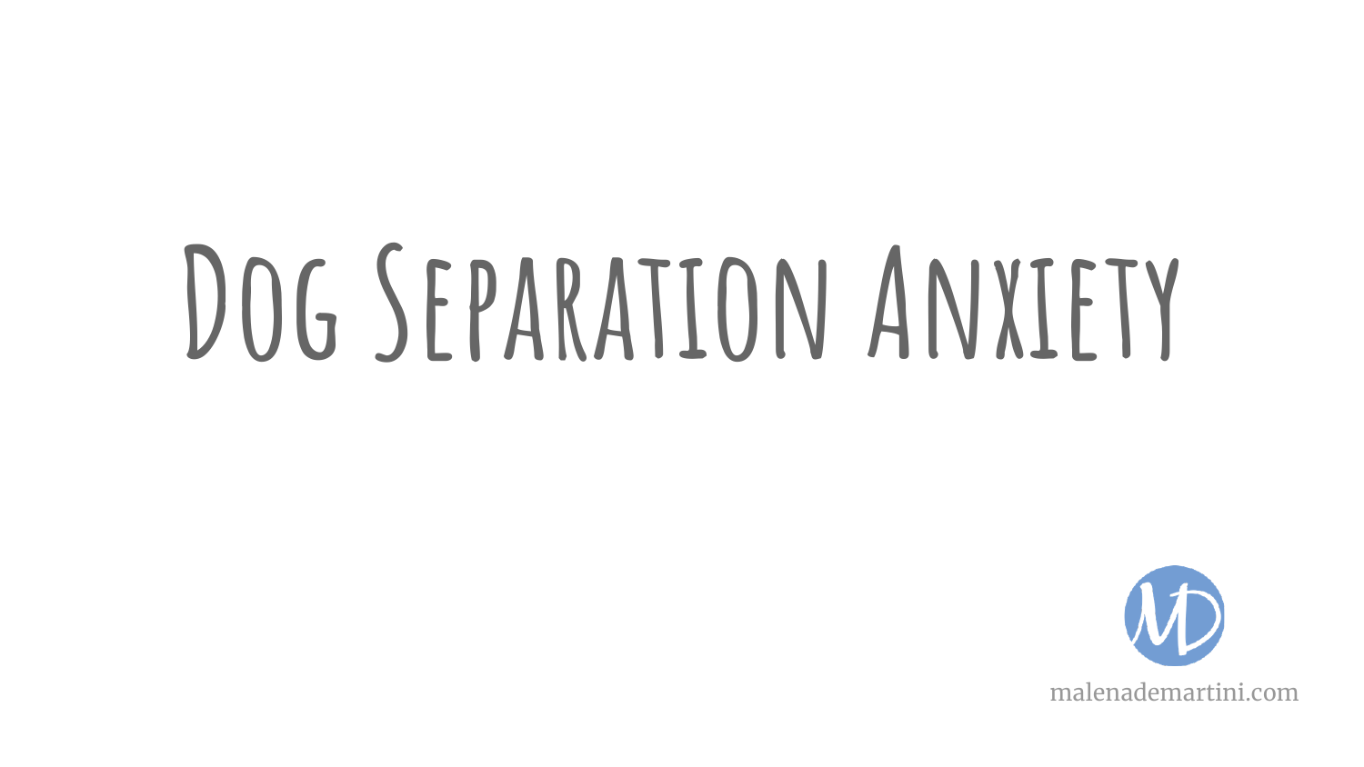# Dog Separation Anxiety

malenademartini.com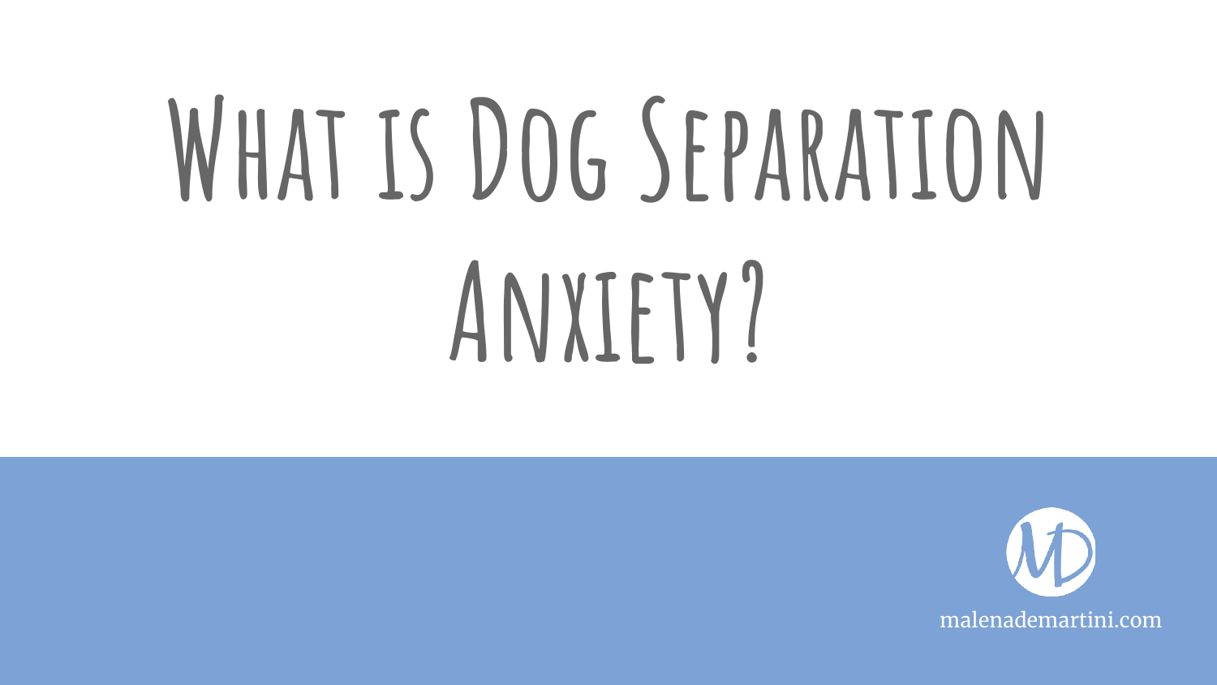# What is Dog Separation Anxiety?

malenademartini.com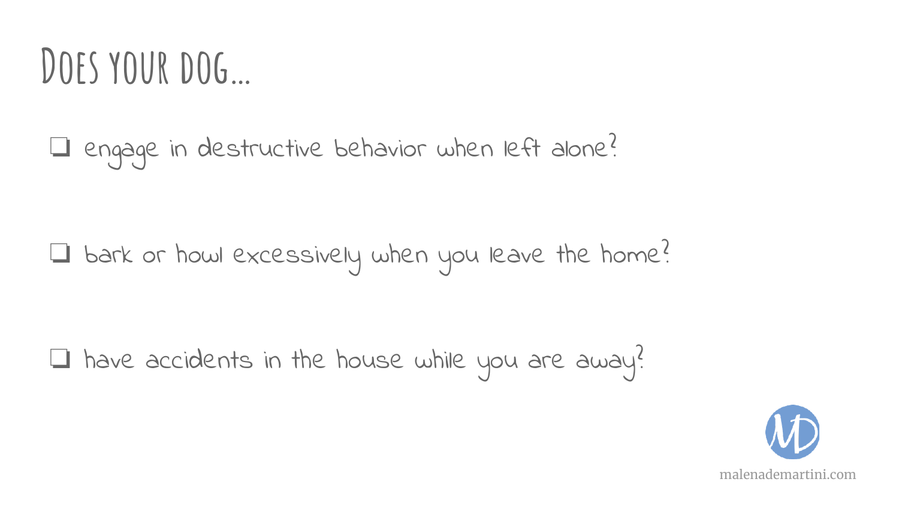# Does your dog...

❏ engage in destructive behavior when left alone?

❏ bark or howl excessively when you leave the home?

❏ have accidents in the house while you are away?

malenademartini.com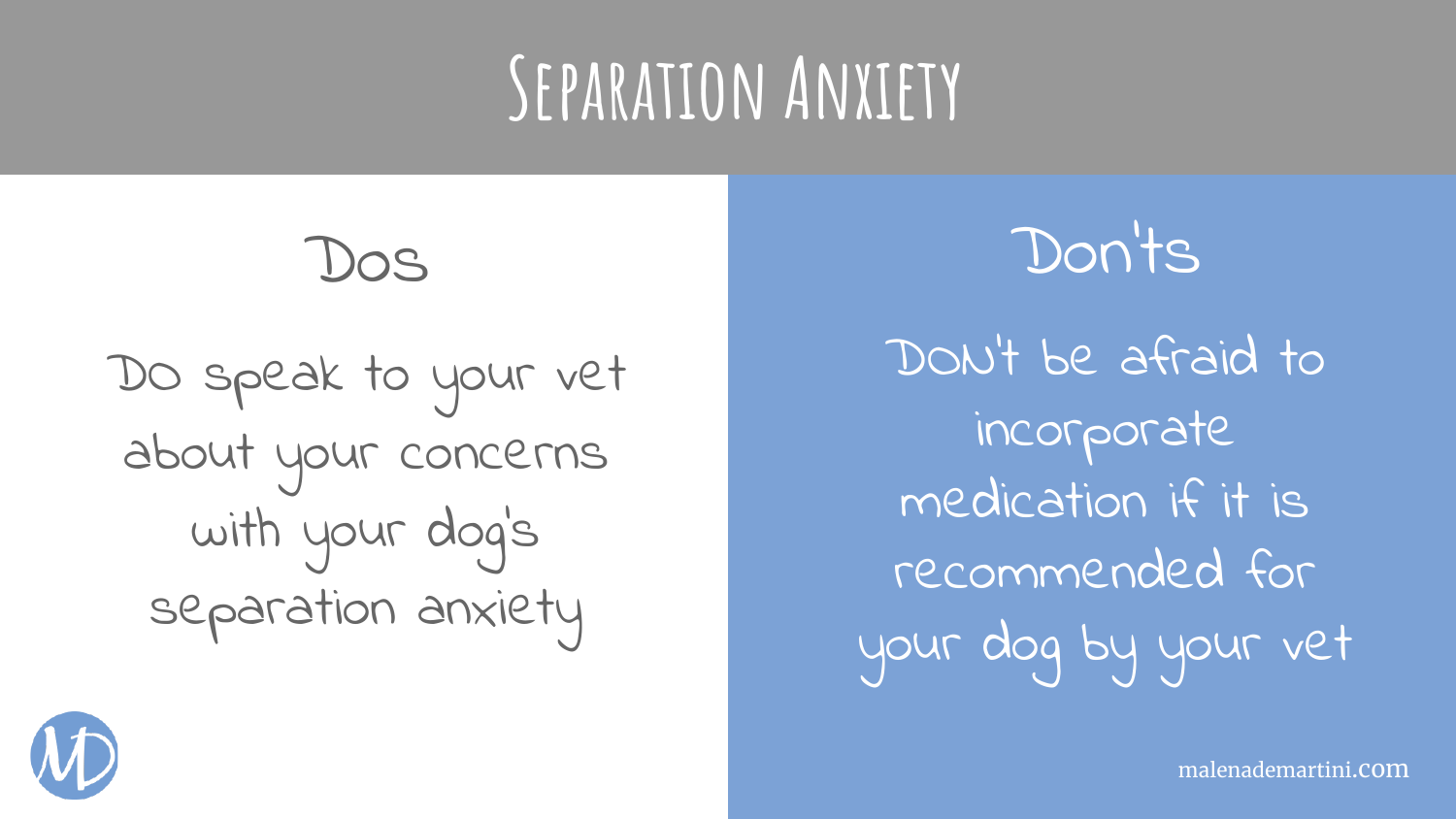# Separation Anxiety

## Dos

Do speak to your vet about your concerns with your dog's separation anxiety

## Don'ts

Don't be afraid to incorporate medication if it is recommended for your dog by your vet

malenademartini.com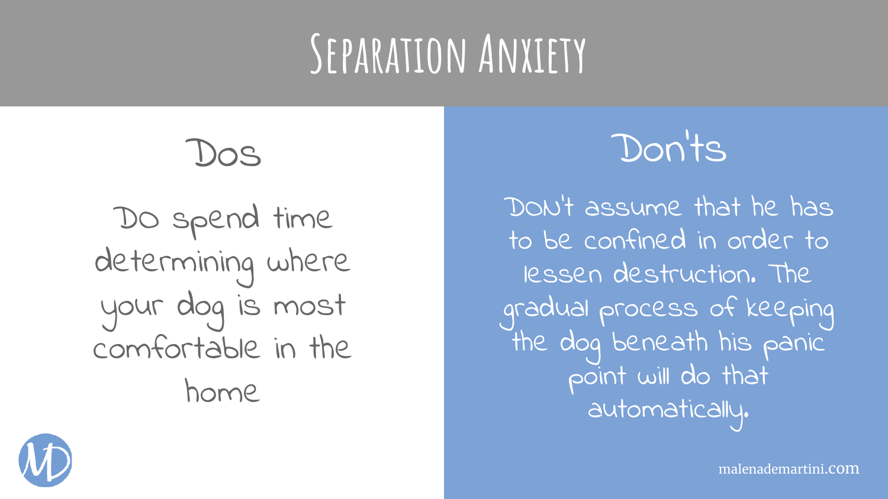# Separation Anxiety

## Dos

Do spend time determining where your dog is most comfortable in the home

## Don'ts

DON't assume that he has to be confined in order to lessen destruction. The gradual process of keeping the dog beneath his panic point will do that automatically.

malenademartini.com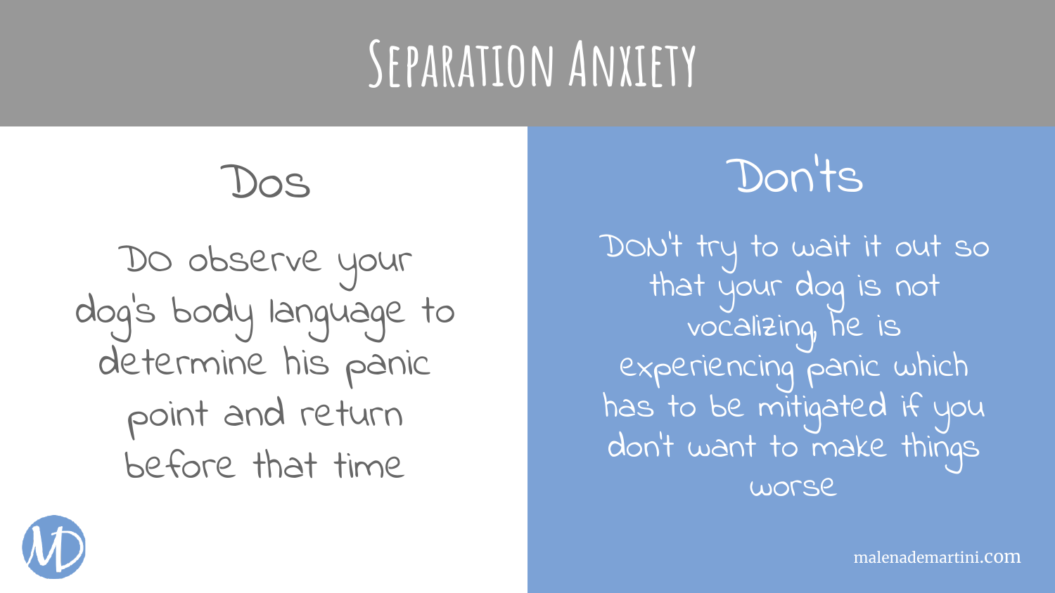# Separation Anxiety

## Dos

Do observe your dog's body language to determine his panic point and return before that time

## Don'ts

DON't try to wait it out so that your dog is not vocalizing, he is experiencing panic which has to be mitigated if you don't want to make things worse

malenademartini.com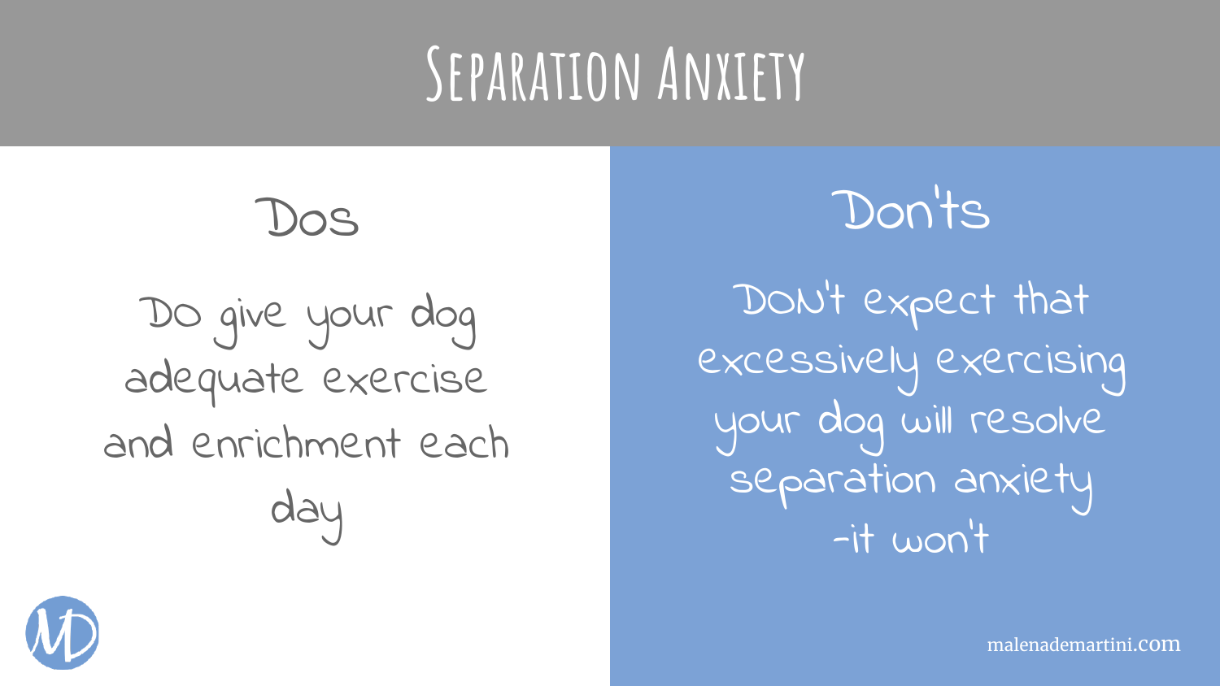# Separation Anxiety

## Dos

Do give your dog adequate exercise and enrichment each day

## Don'ts

DON't expect that excessively exercising your dog will resolve separation anxiety -it won't

malenademartini.com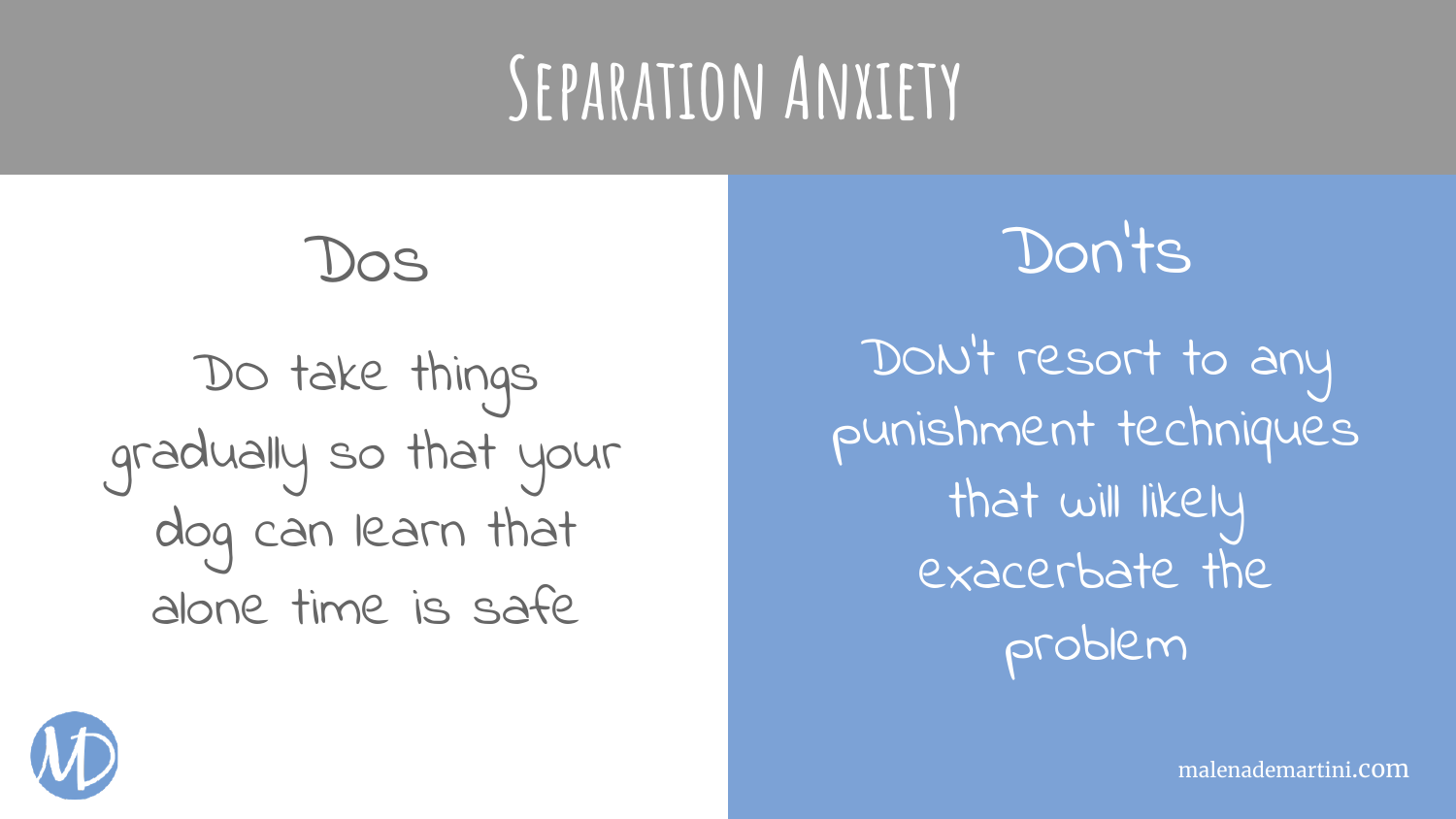# Separation Anxiety

## Dos

Do take things gradually so that your dog can learn that alone time is safe

## Don'ts

Don't resort to any punishment techniques that will likely exacerbate the problem

malenademartini.com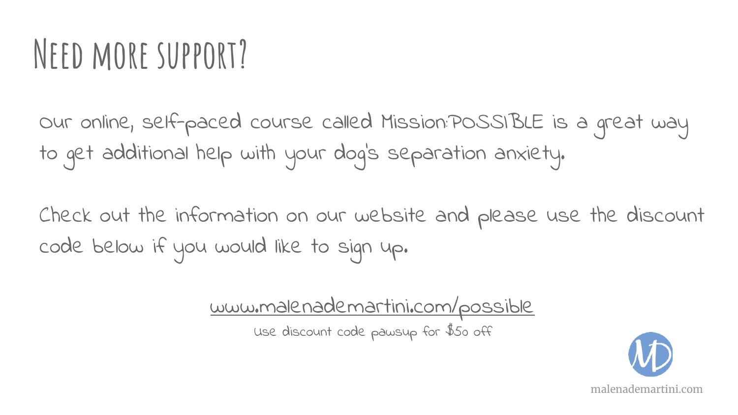# Need more support?

Our online, self-paced course called Mission:POSSIBLE is a great way to get additional help with your dog's separation anxiety.

Check out the information on our website and please use the discount code below if you would like to sign up.

www.malenademartini.com/possible

Use discount code pawsup for $50 off

malenademartini.com